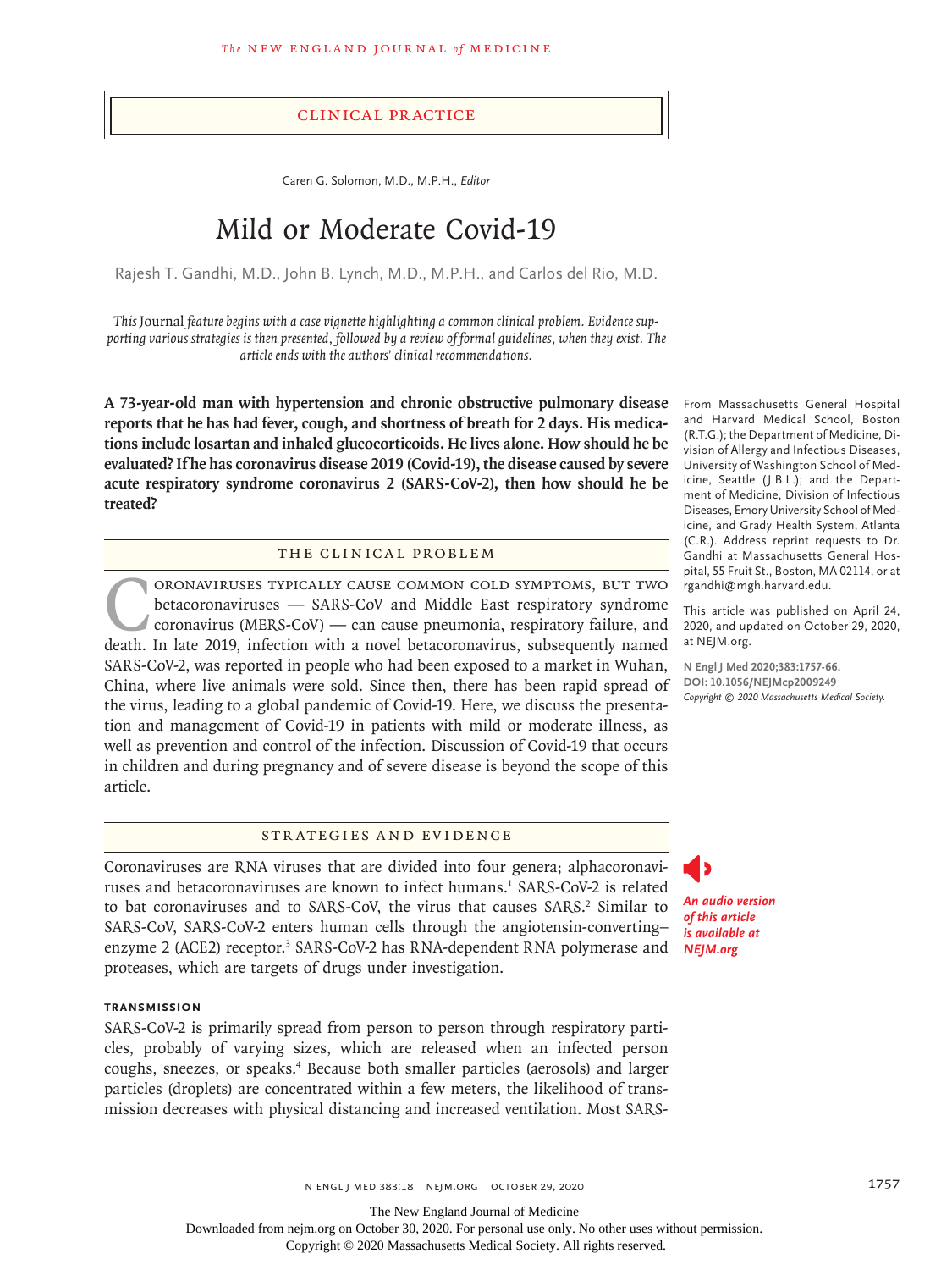## Clinical Practice

Caren G. Solomon, M.D., M.P.H., *Editor*

# Mild or Moderate Covid-19

Rajesh T. Gandhi, M.D., John B. Lynch, M.D., M.P.H., and Carlos del Rio, M.D.

*This Journal feature begins with a case vignette highlighting a common clinical problem. Evidence supporting various strategies is then presented, followed by a review of formal guidelines, when they exist. The article ends with the authors' clinical recommendations.*

**A 73-year-old man with hypertension and chronic obstructive pulmonary disease reports that he has had fever, cough, and shortness of breath for 2 days. His medications include losartan and inhaled glucocorticoids. He lives alone. How should he be evaluated? If he has coronavirus disease 2019 (Covid-19), the disease caused by severe acute respiratory syndrome coronavirus 2 (SARS-CoV-2), then how should he be treated?**

From Massachusetts General Hospital and Harvard Medical School, Boston (R.T.G.); the Department of Medicine, Division of Allergy and Infectious Diseases, University of Washington School of Medicine, Seattle (J.B.L.); and the Department of Medicine, Division of Infectious Diseases, Emory University School of Medicine, and Grady Health System, Atlanta (C.R.). Address reprint requests to Dr. Gandhi at Massachusetts General Hospital, 55 Fruit St., Boston, MA 02114, or at rgandhi@mgh.harvard.edu.

This article was published on April 24, 2020, and updated on October 29, 2020, at NEJM.org.

**N Engl J Med 2020;383:1757-66.**
**DOI: 10.1056/NEJMcp2009249**
*Copyright © 2020 Massachusetts Medical Society.*

## The Clinical Problem

Coronaviruses typically cause common cold symptoms, but two betacoronaviruses — SARS-CoV and Middle East respiratory syndrome coronavirus (MERS-CoV) — can cause pneumonia, respiratory failure, and death. In late 2019, infection with a novel betacoronavirus, subsequently named SARS-CoV-2, was reported in people who had been exposed to a market in Wuhan, China, where live animals were sold. Since then, there has been rapid spread of the virus, leading to a global pandemic of Covid-19. Here, we discuss the presentation and management of Covid-19 in patients with mild or moderate illness, as well as prevention and control of the infection. Discussion of Covid-19 that occurs in children and during pregnancy and of severe disease is beyond the scope of this article.

## Strategies and Evidence

*An audio version of this article is available at NEJM.org*

Coronaviruses are RNA viruses that are divided into four genera; alphacoronaviruses and betacoronaviruses are known to infect humans.[1] SARS-CoV-2 is related to bat coronaviruses and to SARS-CoV, the virus that causes SARS.[2] Similar to SARS-CoV, SARS-CoV-2 enters human cells through the angiotensin-converting–enzyme 2 (ACE2) receptor.[3] SARS-CoV-2 has RNA-dependent RNA polymerase and proteases, which are targets of drugs under investigation.

### Transmission

SARS-CoV-2 is primarily spread from person to person through respiratory particles, probably of varying sizes, which are released when an infected person coughs, sneezes, or speaks.[4] Because both smaller particles (aerosols) and larger particles (droplets) are concentrated within a few meters, the likelihood of transmission decreases with physical distancing and increased ventilation. Most SARS-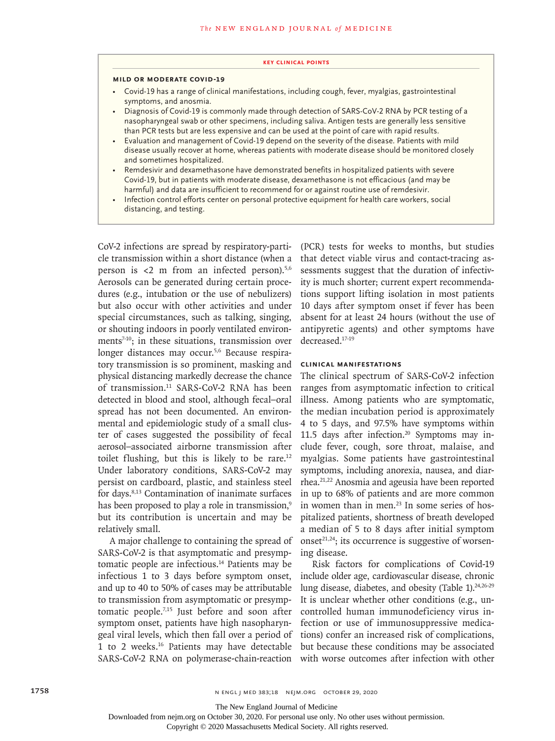**KEY CLINICAL POINTS**

**MILD OR MODERATE COVID-19**

- Covid-19 has a range of clinical manifestations, including cough, fever, myalgias, gastrointestinal symptoms, and anosmia.
- Diagnosis of Covid-19 is commonly made through detection of SARS-CoV-2 RNA by PCR testing of a nasopharyngeal swab or other specimens, including saliva. Antigen tests are generally less sensitive than PCR tests but are less expensive and can be used at the point of care with rapid results.
- Evaluation and management of Covid-19 depend on the severity of the disease. Patients with mild disease usually recover at home, whereas patients with moderate disease should be monitored closely and sometimes hospitalized.
- Remdesivir and dexamethasone have demonstrated benefits in hospitalized patients with severe Covid-19, but in patients with moderate disease, dexamethasone is not efficacious (and may be harmful) and data are insufficient to recommend for or against routine use of remdesivir.
- Infection control efforts center on personal protective equipment for health care workers, social distancing, and testing.

CoV-2 infections are spread by respiratory-particle transmission within a short distance (when a person is <2 m from an infected person).[5,6] Aerosols can be generated during certain procedures (e.g., intubation or the use of nebulizers) but also occur with other activities and under special circumstances, such as talking, singing, or shouting indoors in poorly ventilated environments[7-10]; in these situations, transmission over longer distances may occur.[5,6] Because respiratory transmission is so prominent, masking and physical distancing markedly decrease the chance of transmission.[11] SARS-CoV-2 RNA has been detected in blood and stool, although fecal–oral spread has not been documented. An environmental and epidemiologic study of a small cluster of cases suggested the possibility of fecal aerosol–associated airborne transmission after toilet flushing, but this is likely to be rare.[12] Under laboratory conditions, SARS-CoV-2 may persist on cardboard, plastic, and stainless steel for days.[8,13] Contamination of inanimate surfaces has been proposed to play a role in transmission,[9] but its contribution is uncertain and may be relatively small.

A major challenge to containing the spread of SARS-CoV-2 is that asymptomatic and presymptomatic people are infectious.[14] Patients may be infectious 1 to 3 days before symptom onset, and up to 40 to 50% of cases may be attributable to transmission from asymptomatic or presymptomatic people.[7,15] Just before and soon after symptom onset, patients have high nasopharyngeal viral levels, which then fall over a period of 1 to 2 weeks.[16] Patients may have detectable SARS-CoV-2 RNA on polymerase-chain-reaction (PCR) tests for weeks to months, but studies that detect viable virus and contact-tracing assessments suggest that the duration of infectivity is much shorter; current expert recommendations support lifting isolation in most patients 10 days after symptom onset if fever has been absent for at least 24 hours (without the use of antipyretic agents) and other symptoms have decreased.[17-19]

### CLINICAL MANIFESTATIONS

The clinical spectrum of SARS-CoV-2 infection ranges from asymptomatic infection to critical illness. Among patients who are symptomatic, the median incubation period is approximately 4 to 5 days, and 97.5% have symptoms within 11.5 days after infection.[20] Symptoms may include fever, cough, sore throat, malaise, and myalgias. Some patients have gastrointestinal symptoms, including anorexia, nausea, and diarrhea.[21,22] Anosmia and ageusia have been reported in up to 68% of patients and are more common in women than in men.[23] In some series of hospitalized patients, shortness of breath developed a median of 5 to 8 days after initial symptom onset[21,24]; its occurrence is suggestive of worsening disease.

Risk factors for complications of Covid-19 include older age, cardiovascular disease, chronic lung disease, diabetes, and obesity (Table 1).[24,26-29] It is unclear whether other conditions (e.g., uncontrolled human immunodeficiency virus infection or use of immunosuppressive medications) confer an increased risk of complications, but because these conditions may be associated with worse outcomes after infection with other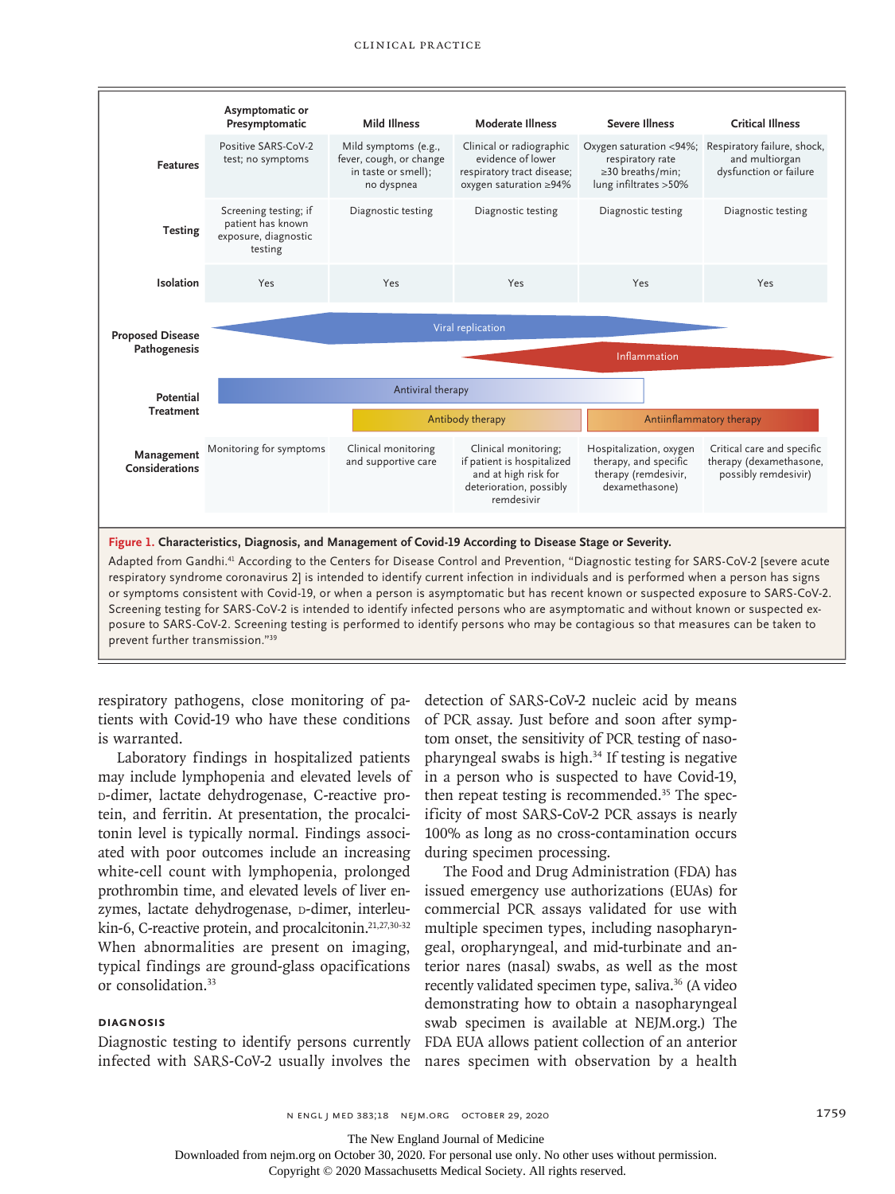| | Asymptomatic or Presymptomatic | Mild Illness | Moderate Illness | Severe Illness | Critical Illness |
|---|---|---|---|---|---|
| **Features** | Positive SARS-CoV-2 test; no symptoms | Mild symptoms (e.g., fever, cough, or change in taste or smell); no dyspnea | Clinical or radiographic evidence of lower respiratory tract disease; oxygen saturation ≥94% | Oxygen saturation <94%; respiratory rate ≥30 breaths/min; lung infiltrates >50% | Respiratory failure, shock, and multiorgan dysfunction or failure |
| **Testing** | Screening testing; if patient has known exposure, diagnostic testing | Diagnostic testing | Diagnostic testing | Diagnostic testing | Diagnostic testing |
| **Isolation** | Yes | Yes | Yes | Yes | Yes |
| **Proposed Disease Pathogenesis** | Viral replication | | | | |
| | | | Inflammation | | |
| **Potential Treatment** | Antiviral therapy | | | | |
| | | Antibody therapy | | Antiinflammatory therapy | |
| **Management Considerations** | Monitoring for symptoms | Clinical monitoring and supportive care | Clinical monitoring; if patient is hospitalized and at high risk for deterioration, possibly remdesivir | Hospitalization, oxygen therapy, and specific therapy (remdesivir, dexamethasone) | Critical care and specific therapy (dexamethasone, possibly remdesivir) |

**Figure 1. Characteristics, Diagnosis, and Management of Covid-19 According to Disease Stage or Severity.**

Adapted from Gandhi.[41] According to the Centers for Disease Control and Prevention, "Diagnostic testing for SARS-CoV-2 [severe acute respiratory syndrome coronavirus 2] is intended to identify current infection in individuals and is performed when a person has signs or symptoms consistent with Covid-19, or when a person is asymptomatic but has recent known or suspected exposure to SARS-CoV-2. Screening testing for SARS-CoV-2 is intended to identify infected persons who are asymptomatic and without known or suspected exposure to SARS-CoV-2. Screening testing is performed to identify persons who may be contagious so that measures can be taken to prevent further transmission."[39]

respiratory pathogens, close monitoring of patients with Covid-19 who have these conditions is warranted.

Laboratory findings in hospitalized patients may include lymphopenia and elevated levels of D-dimer, lactate dehydrogenase, C-reactive protein, and ferritin. At presentation, the procalcitonin level is typically normal. Findings associated with poor outcomes include an increasing white-cell count with lymphopenia, prolonged prothrombin time, and elevated levels of liver enzymes, lactate dehydrogenase, D-dimer, interleukin-6, C-reactive protein, and procalcitonin.[21,27,30-32] When abnormalities are present on imaging, typical findings are ground-glass opacifications or consolidation.[33]

## DIAGNOSIS

Diagnostic testing to identify persons currently infected with SARS-CoV-2 usually involves the detection of SARS-CoV-2 nucleic acid by means of PCR assay. Just before and soon after symptom onset, the sensitivity of PCR testing of nasopharyngeal swabs is high.[34] If testing is negative in a person who is suspected to have Covid-19, then repeat testing is recommended.[35] The specificity of most SARS-CoV-2 PCR assays is nearly 100% as long as no cross-contamination occurs during specimen processing.

The Food and Drug Administration (FDA) has issued emergency use authorizations (EUAs) for commercial PCR assays validated for use with multiple specimen types, including nasopharyngeal, oropharyngeal, and mid-turbinate and anterior nares (nasal) swabs, as well as the most recently validated specimen type, saliva.[36] (A video demonstrating how to obtain a nasopharyngeal swab specimen is available at NEJM.org.) The FDA EUA allows patient collection of an anterior nares specimen with observation by a health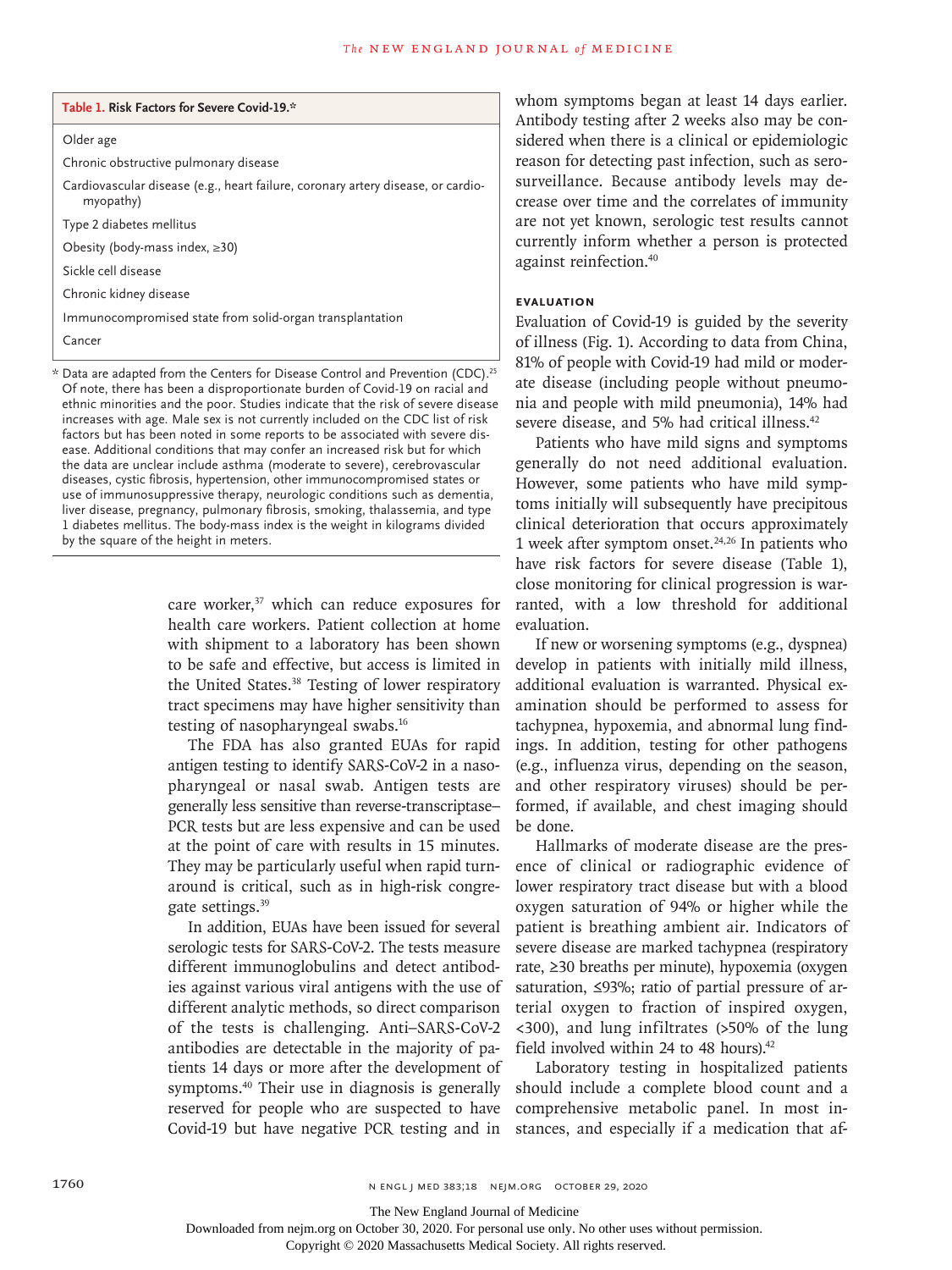**Table 1. Risk Factors for Severe Covid-19.***

| |
|---|
| Older age |
| Chronic obstructive pulmonary disease |
| Cardiovascular disease (e.g., heart failure, coronary artery disease, or cardiomyopathy) |
| Type 2 diabetes mellitus |
| Obesity (body-mass index, ≥30) |
| Sickle cell disease |
| Chronic kidney disease |
| Immunocompromised state from solid-organ transplantation |
| Cancer |

\* Data are adapted from the Centers for Disease Control and Prevention (CDC).[25] Of note, there has been a disproportionate burden of Covid-19 on racial and ethnic minorities and the poor. Studies indicate that the risk of severe disease increases with age. Male sex is not currently included on the CDC list of risk factors but has been noted in some reports to be associated with severe disease. Additional conditions that may confer an increased risk but for which the data are unclear include asthma (moderate to severe), cerebrovascular diseases, cystic fibrosis, hypertension, other immunocompromised states or use of immunosuppressive therapy, neurologic conditions such as dementia, liver disease, pregnancy, pulmonary fibrosis, smoking, thalassemia, and type 1 diabetes mellitus. The body-mass index is the weight in kilograms divided by the square of the height in meters.

care worker,[37] which can reduce exposures for health care workers. Patient collection at home with shipment to a laboratory has been shown to be safe and effective, but access is limited in the United States.[38] Testing of lower respiratory tract specimens may have higher sensitivity than testing of nasopharyngeal swabs.[16]

The FDA has also granted EUAs for rapid antigen testing to identify SARS-CoV-2 in a nasopharyngeal or nasal swab. Antigen tests are generally less sensitive than reverse-transcriptase–PCR tests but are less expensive and can be used at the point of care with results in 15 minutes. They may be particularly useful when rapid turnaround is critical, such as in high-risk congregate settings.[39]

In addition, EUAs have been issued for several serologic tests for SARS-CoV-2. The tests measure different immunoglobulins and detect antibodies against various viral antigens with the use of different analytic methods, so direct comparison of the tests is challenging. Anti–SARS-CoV-2 antibodies are detectable in the majority of patients 14 days or more after the development of symptoms.[40] Their use in diagnosis is generally reserved for people who are suspected to have Covid-19 but have negative PCR testing and in whom symptoms began at least 14 days earlier. Antibody testing after 2 weeks also may be considered when there is a clinical or epidemiologic reason for detecting past infection, such as serosurveillance. Because antibody levels may decrease over time and the correlates of immunity are not yet known, serologic test results cannot currently inform whether a person is protected against reinfection.[40]

### EVALUATION

Evaluation of Covid-19 is guided by the severity of illness (Fig. 1). According to data from China, 81% of people with Covid-19 had mild or moderate disease (including people without pneumonia and people with mild pneumonia), 14% had severe disease, and 5% had critical illness.[42]

Patients who have mild signs and symptoms generally do not need additional evaluation. However, some patients who have mild symptoms initially will subsequently have precipitous clinical deterioration that occurs approximately 1 week after symptom onset.[24,26] In patients who have risk factors for severe disease (Table 1), close monitoring for clinical progression is warranted, with a low threshold for additional evaluation.

If new or worsening symptoms (e.g., dyspnea) develop in patients with initially mild illness, additional evaluation is warranted. Physical examination should be performed to assess for tachypnea, hypoxemia, and abnormal lung findings. In addition, testing for other pathogens (e.g., influenza virus, depending on the season, and other respiratory viruses) should be performed, if available, and chest imaging should be done.

Hallmarks of moderate disease are the presence of clinical or radiographic evidence of lower respiratory tract disease but with a blood oxygen saturation of 94% or higher while the patient is breathing ambient air. Indicators of severe disease are marked tachypnea (respiratory rate, ≥30 breaths per minute), hypoxemia (oxygen saturation, ≤93%; ratio of partial pressure of arterial oxygen to fraction of inspired oxygen, <300), and lung infiltrates (>50% of the lung field involved within 24 to 48 hours).[42]

Laboratory testing in hospitalized patients should include a complete blood count and a comprehensive metabolic panel. In most instances, and especially if a medication that af-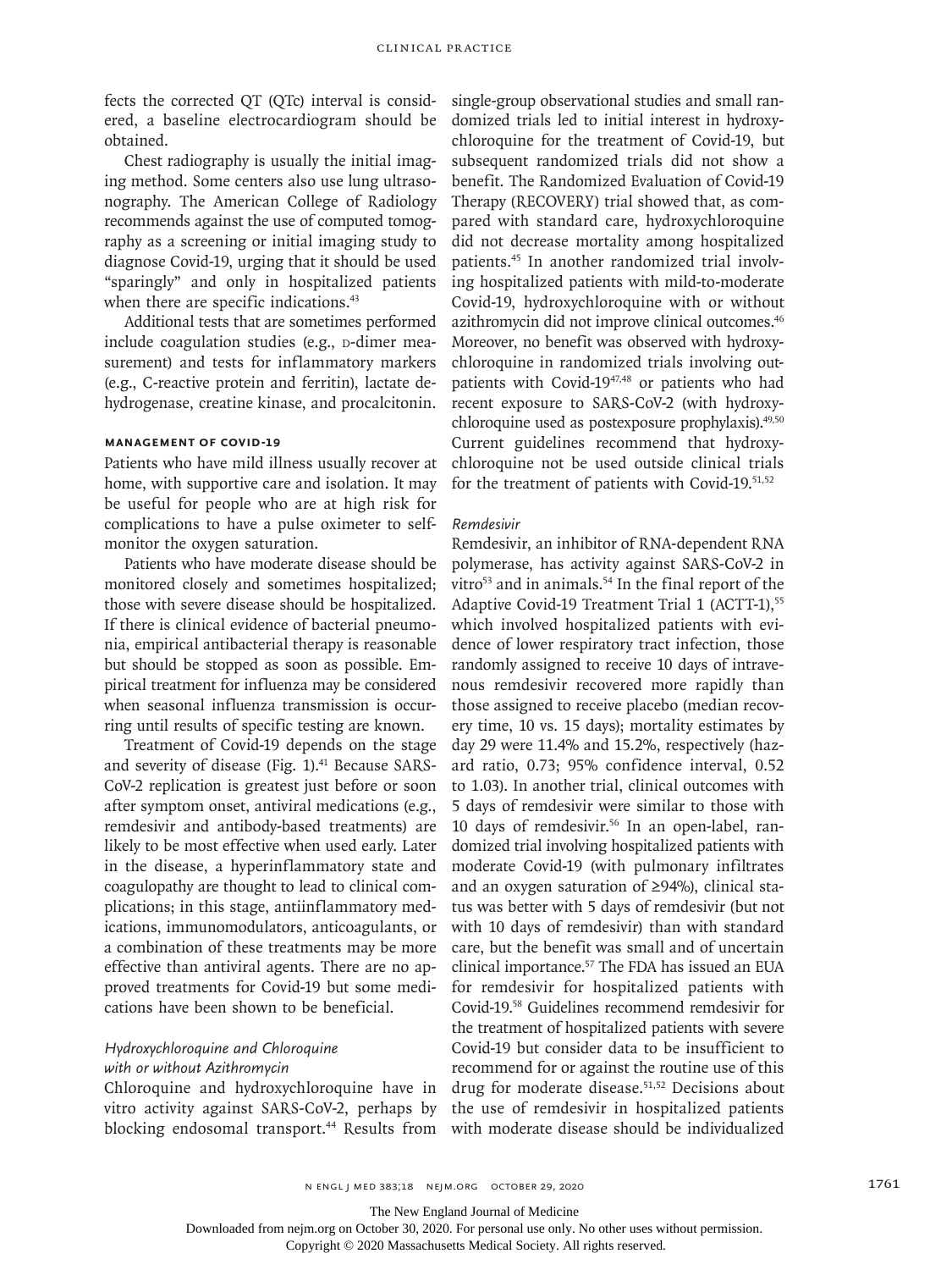fects the corrected QT (QTc) interval is considered, a baseline electrocardiogram should be obtained.

Chest radiography is usually the initial imaging method. Some centers also use lung ultrasonography. The American College of Radiology recommends against the use of computed tomography as a screening or initial imaging study to diagnose Covid-19, urging that it should be used "sparingly" and only in hospitalized patients when there are specific indications.[43]

Additional tests that are sometimes performed include coagulation studies (e.g., D-dimer measurement) and tests for inflammatory markers (e.g., C-reactive protein and ferritin), lactate dehydrogenase, creatine kinase, and procalcitonin.

### MANAGEMENT OF COVID-19

Patients who have mild illness usually recover at home, with supportive care and isolation. It may be useful for people who are at high risk for complications to have a pulse oximeter to self-monitor the oxygen saturation.

Patients who have moderate disease should be monitored closely and sometimes hospitalized; those with severe disease should be hospitalized. If there is clinical evidence of bacterial pneumonia, empirical antibacterial therapy is reasonable but should be stopped as soon as possible. Empirical treatment for influenza may be considered when seasonal influenza transmission is occurring until results of specific testing are known.

Treatment of Covid-19 depends on the stage and severity of disease (Fig. 1).[41] Because SARS-CoV-2 replication is greatest just before or soon after symptom onset, antiviral medications (e.g., remdesivir and antibody-based treatments) are likely to be most effective when used early. Later in the disease, a hyperinflammatory state and coagulopathy are thought to lead to clinical complications; in this stage, antiinflammatory medications, immunomodulators, anticoagulants, or a combination of these treatments may be more effective than antiviral agents. There are no approved treatments for Covid-19 but some medications have been shown to be beneficial.

#### *Hydroxychloroquine and Chloroquine with or without Azithromycin*

Chloroquine and hydroxychloroquine have in vitro activity against SARS-CoV-2, perhaps by blocking endosomal transport.[44] Results from single-group observational studies and small randomized trials led to initial interest in hydroxychloroquine for the treatment of Covid-19, but subsequent randomized trials did not show a benefit. The Randomized Evaluation of Covid-19 Therapy (RECOVERY) trial showed that, as compared with standard care, hydroxychloroquine did not decrease mortality among hospitalized patients.[45] In another randomized trial involving hospitalized patients with mild-to-moderate Covid-19, hydroxychloroquine with or without azithromycin did not improve clinical outcomes.[46] Moreover, no benefit was observed with hydroxychloroquine in randomized trials involving outpatients with Covid-19[47,48] or patients who had recent exposure to SARS-CoV-2 (with hydroxychloroquine used as postexposure prophylaxis).[49,50] Current guidelines recommend that hydroxychloroquine not be used outside clinical trials for the treatment of patients with Covid-19.[51,52]

#### *Remdesivir*

Remdesivir, an inhibitor of RNA-dependent RNA polymerase, has activity against SARS-CoV-2 in vitro[53] and in animals.[54] In the final report of the Adaptive Covid-19 Treatment Trial 1 (ACTT-1),[55] which involved hospitalized patients with evidence of lower respiratory tract infection, those randomly assigned to receive 10 days of intravenous remdesivir recovered more rapidly than those assigned to receive placebo (median recovery time, 10 vs. 15 days); mortality estimates by day 29 were 11.4% and 15.2%, respectively (hazard ratio, 0.73; 95% confidence interval, 0.52 to 1.03). In another trial, clinical outcomes with 5 days of remdesivir were similar to those with 10 days of remdesivir.[56] In an open-label, randomized trial involving hospitalized patients with moderate Covid-19 (with pulmonary infiltrates and an oxygen saturation of ≥94%), clinical status was better with 5 days of remdesivir (but not with 10 days of remdesivir) than with standard care, but the benefit was small and of uncertain clinical importance.[57] The FDA has issued an EUA for remdesivir for hospitalized patients with Covid-19.[58] Guidelines recommend remdesivir for the treatment of hospitalized patients with severe Covid-19 but consider data to be insufficient to recommend for or against the routine use of this drug for moderate disease.[51,52] Decisions about the use of remdesivir in hospitalized patients with moderate disease should be individualized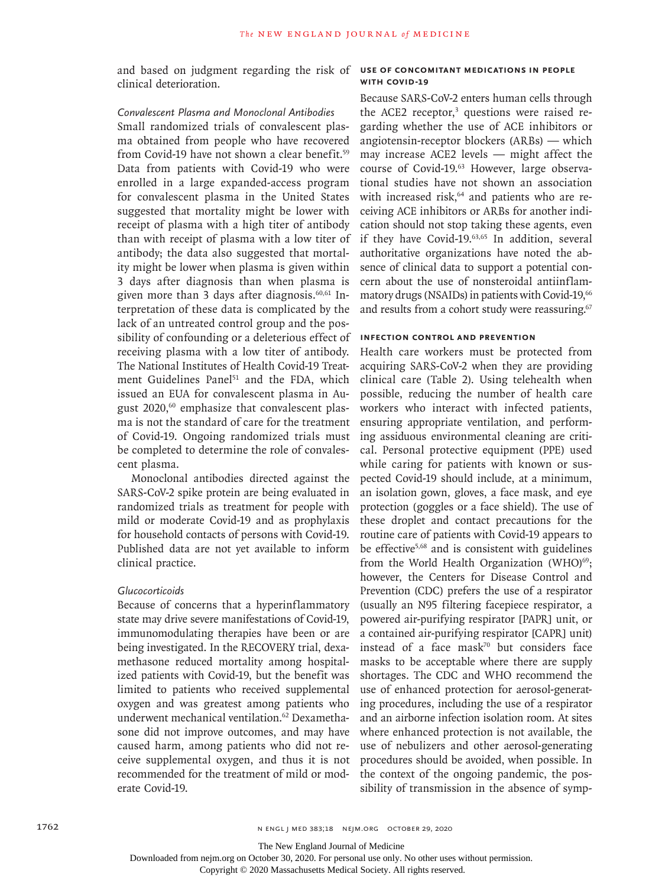and based on judgment regarding the risk of clinical deterioration.

### *Convalescent Plasma and Monoclonal Antibodies*

Small randomized trials of convalescent plasma obtained from people who have recovered from Covid-19 have not shown a clear benefit.[59] Data from patients with Covid-19 who were enrolled in a large expanded-access program for convalescent plasma in the United States suggested that mortality might be lower with receipt of plasma with a high titer of antibody than with receipt of plasma with a low titer of antibody; the data also suggested that mortality might be lower when plasma is given within 3 days after diagnosis than when plasma is given more than 3 days after diagnosis.[60,61] Interpretation of these data is complicated by the lack of an untreated control group and the possibility of confounding or a deleterious effect of receiving plasma with a low titer of antibody. The National Institutes of Health Covid-19 Treatment Guidelines Panel[51] and the FDA, which issued an EUA for convalescent plasma in August 2020,[60] emphasize that convalescent plasma is not the standard of care for the treatment of Covid-19. Ongoing randomized trials must be completed to determine the role of convalescent plasma.

Monoclonal antibodies directed against the SARS-CoV-2 spike protein are being evaluated in randomized trials as treatment for people with mild or moderate Covid-19 and as prophylaxis for household contacts of persons with Covid-19. Published data are not yet available to inform clinical practice.

### *Glucocorticoids*

Because of concerns that a hyperinflammatory state may drive severe manifestations of Covid-19, immunomodulating therapies have been or are being investigated. In the RECOVERY trial, dexamethasone reduced mortality among hospitalized patients with Covid-19, but the benefit was limited to patients who received supplemental oxygen and was greatest among patients who underwent mechanical ventilation.[62] Dexamethasone did not improve outcomes, and may have caused harm, among patients who did not receive supplemental oxygen, and thus it is not recommended for the treatment of mild or moderate Covid-19.

## USE OF CONCOMITANT MEDICATIONS IN PEOPLE WITH COVID-19

Because SARS-CoV-2 enters human cells through the ACE2 receptor,[3] questions were raised regarding whether the use of ACE inhibitors or angiotensin-receptor blockers (ARBs) — which may increase ACE2 levels — might affect the course of Covid-19.[63] However, large observational studies have not shown an association with increased risk,[64] and patients who are receiving ACE inhibitors or ARBs for another indication should not stop taking these agents, even if they have Covid-19.[63,65] In addition, several authoritative organizations have noted the absence of clinical data to support a potential concern about the use of nonsteroidal antiinflammatory drugs (NSAIDs) in patients with Covid-19,[66] and results from a cohort study were reassuring.[67]

## INFECTION CONTROL AND PREVENTION

Health care workers must be protected from acquiring SARS-CoV-2 when they are providing clinical care (Table 2). Using telehealth when possible, reducing the number of health care workers who interact with infected patients, ensuring appropriate ventilation, and performing assiduous environmental cleaning are critical. Personal protective equipment (PPE) used while caring for patients with known or suspected Covid-19 should include, at a minimum, an isolation gown, gloves, a face mask, and eye protection (goggles or a face shield). The use of these droplet and contact precautions for the routine care of patients with Covid-19 appears to be effective[5,68] and is consistent with guidelines from the World Health Organization (WHO)[69]; however, the Centers for Disease Control and Prevention (CDC) prefers the use of a respirator (usually an N95 filtering facepiece respirator, a powered air-purifying respirator [PAPR] unit, or a contained air-purifying respirator [CAPR] unit) instead of a face mask[70] but considers face masks to be acceptable where there are supply shortages. The CDC and WHO recommend the use of enhanced protection for aerosol-generating procedures, including the use of a respirator and an airborne infection isolation room. At sites where enhanced protection is not available, the use of nebulizers and other aerosol-generating procedures should be avoided, when possible. In the context of the ongoing pandemic, the possibility of transmission in the absence of symp-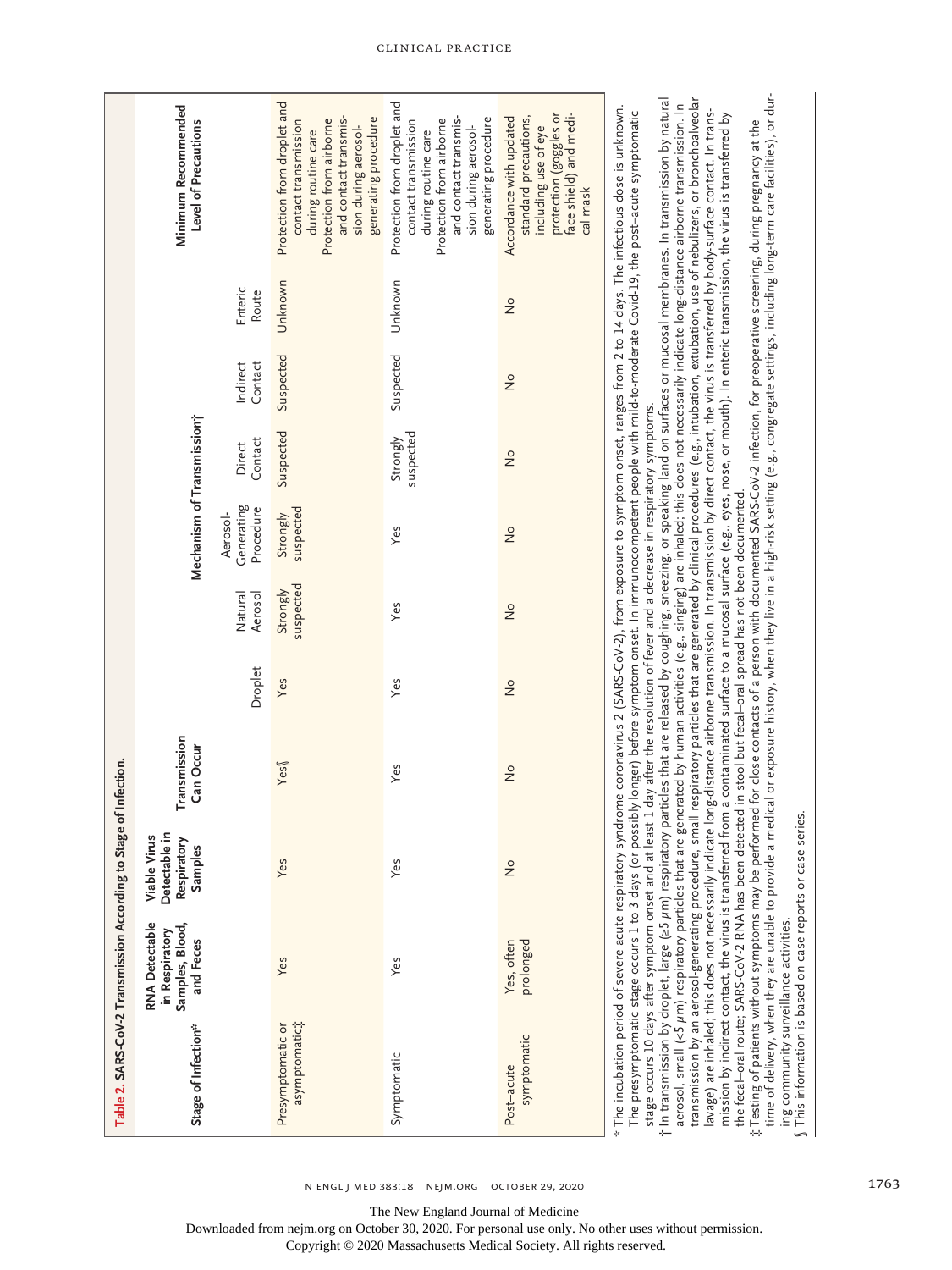**Table 2. SARS-CoV-2 Transmission According to Stage of Infection.**

| Stage of Infection* | RNA Detectable in Respiratory Samples, Blood, and Feces | Viable Virus Detectable in Respiratory Samples | Transmission Can Occur | Mechanism of Transmission† | | | | | | Minimum Recommended Level of Precautions |
|---|---|---|---|---|---|---|---|---|---|---|
| | | | | Droplet | Natural Aerosol | Aerosol-Generating Procedure | Direct Contact | Indirect Contact | Enteric Route | |
| Presymptomatic or asymptomatic‡ | Yes | Yes | Yes§ | Yes | Strongly suspected | Strongly suspected | Suspected | Suspected | Unknown | Protection from droplet and contact transmission during routine care. Protection from airborne and contact transmission during aerosol-generating procedure |
| Symptomatic | Yes | Yes | Yes | Yes | Yes | Yes | Strongly suspected | Suspected | Unknown | Protection from droplet and contact transmission during routine care. Protection from airborne and contact transmission during aerosol-generating procedure |
| Post–acute symptomatic | Yes, often prolonged | No | No | No | No | No | No | No | No | Accordance with updated standard precautions, including use of eye protection (goggles or face shield) and medical mask |

\* The incubation period of severe acute respiratory syndrome coronavirus 2 (SARS-CoV-2), from exposure to symptom onset, ranges from 2 to 14 days. The infectious dose is unknown. The presymptomatic stage occurs 1 to 3 days (or possibly longer) before symptom onset. In immunocompetent people with mild-to-moderate Covid-19, the post–acute symptomatic stage occurs 10 days after symptom onset and at least 1 day after the resolution of fever and a decrease in respiratory symptoms.

† In transmission by droplet, large (≥5 μm) respiratory particles that are released by coughing, sneezing, or speaking land on surfaces or mucosal membranes. In transmission by natural aerosol, small (<5 μm) respiratory particles that are generated by human activities (e.g., singing) are inhaled; this does not necessarily indicate long-distance airborne transmission. In transmission by an aerosol-generating procedure, small respiratory particles that are generated by clinical procedures (e.g., intubation, extubation, use of nebulizers, or bronchoalveolar lavage) are inhaled; this does not necessarily indicate long-distance airborne transmission. In transmission by direct contact, the virus is transferred by body-surface contact. In transmission by indirect contact, the virus is transferred from a contaminated surface to a mucosal surface (e.g., eyes, nose, or mouth). In enteric transmission, the virus is transferred by the fecal–oral route; SARS-CoV-2 RNA has been detected in stool but fecal–oral spread has not been documented.

‡ Testing of patients without symptoms may be performed for close contacts of a person with documented SARS-CoV-2 infection, for preoperative screening, during pregnancy at the time of delivery, when they are unable to provide a medical or exposure history, when they live in a high-risk setting (e.g., congregate settings, including long-term care facilities), or during community surveillance activities.

§ This information is based on case reports or case series.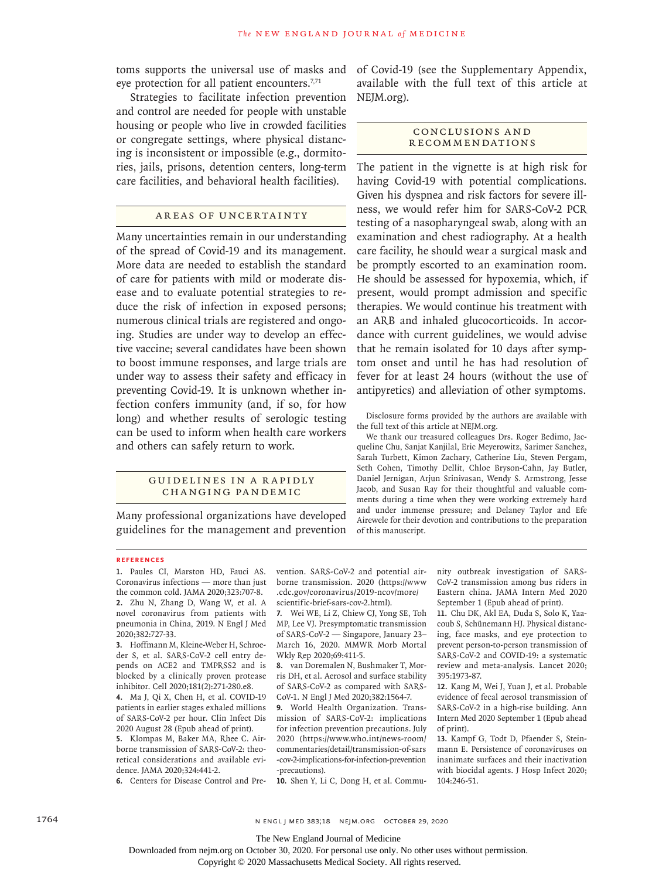toms supports the universal use of masks and eye protection for all patient encounters.[7,71]

Strategies to facilitate infection prevention and control are needed for people with unstable housing or people who live in crowded facilities or congregate settings, where physical distancing is inconsistent or impossible (e.g., dormitories, jails, prisons, detention centers, long-term care facilities, and behavioral health facilities).

## Areas of Uncertainty

Many uncertainties remain in our understanding of the spread of Covid-19 and its management. More data are needed to establish the standard of care for patients with mild or moderate disease and to evaluate potential strategies to reduce the risk of infection in exposed persons; numerous clinical trials are registered and ongoing. Studies are under way to develop an effective vaccine; several candidates have been shown to boost immune responses, and large trials are under way to assess their safety and efficacy in preventing Covid-19. It is unknown whether infection confers immunity (and, if so, for how long) and whether results of serologic testing can be used to inform when health care workers and others can safely return to work.

## Guidelines in a Rapidly Changing Pandemic

Many professional organizations have developed guidelines for the management and prevention of Covid-19 (see the Supplementary Appendix, available with the full text of this article at NEJM.org).

## Conclusions and Recommendations

The patient in the vignette is at high risk for having Covid-19 with potential complications. Given his dyspnea and risk factors for severe illness, we would refer him for SARS-CoV-2 PCR testing of a nasopharyngeal swab, along with an examination and chest radiography. At a health care facility, he should wear a surgical mask and be promptly escorted to an examination room. He should be assessed for hypoxemia, which, if present, would prompt admission and specific therapies. We would continue his treatment with an ARB and inhaled glucocorticoids. In accordance with current guidelines, we would advise that he remain isolated for 10 days after symptom onset and until he has had resolution of fever for at least 24 hours (without the use of antipyretics) and alleviation of other symptoms.

Disclosure forms provided by the authors are available with the full text of this article at NEJM.org.

We thank our treasured colleagues Drs. Roger Bedimo, Jacqueline Chu, Sanjat Kanjilal, Eric Meyerowitz, Sarimer Sanchez, Sarah Turbett, Kimon Zachary, Catherine Liu, Steven Pergam, Seth Cohen, Timothy Dellit, Chloe Bryson-Cahn, Jay Butler, Daniel Jernigan, Arjun Srinivasan, Wendy S. Armstrong, Jesse Jacob, and Susan Ray for their thoughtful and valuable comments during a time when they were working extremely hard and under immense pressure; and Delaney Taylor and Efe Airewele for their devotion and contributions to the preparation of this manuscript.

## References

1. Paules CI, Marston HD, Fauci AS. Coronavirus infections — more than just the common cold. JAMA 2020;323:707-8.
2. Zhu N, Zhang D, Wang W, et al. A novel coronavirus from patients with pneumonia in China, 2019. N Engl J Med 2020;382:727-33.
3. Hoffmann M, Kleine-Weber H, Schroeder S, et al. SARS-CoV-2 cell entry depends on ACE2 and TMPRSS2 and is blocked by a clinically proven protease inhibitor. Cell 2020;181(2):271-280.e8.
4. Ma J, Qi X, Chen H, et al. COVID-19 patients in earlier stages exhaled millions of SARS-CoV-2 per hour. Clin Infect Dis 2020 August 28 (Epub ahead of print).
5. Klompas M, Baker MA, Rhee C. Airborne transmission of SARS-CoV-2: theoretical considerations and available evidence. JAMA 2020;324:441-2.
6. Centers for Disease Control and Prevention. SARS-CoV-2 and potential airborne transmission. 2020 (https://www.cdc.gov/coronavirus/2019-ncov/more/scientific-brief-sars-cov-2.html).
7. Wei WE, Li Z, Chiew CJ, Yong SE, Toh MP, Lee VJ. Presymptomatic transmission of SARS-CoV-2 — Singapore, January 23–March 16, 2020. MMWR Morb Mortal Wkly Rep 2020;69:411-5.
8. van Doremalen N, Bushmaker T, Morris DH, et al. Aerosol and surface stability of SARS-CoV-2 as compared with SARS-CoV-1. N Engl J Med 2020;382:1564-7.
9. World Health Organization. Transmission of SARS-CoV-2: implications for infection prevention precautions. July 2020 (https://www.who.int/news-room/commentaries/detail/transmission-of-sars-cov-2-implications-for-infection-prevention-precautions).
10. Shen Y, Li C, Dong H, et al. Community outbreak investigation of SARS-CoV-2 transmission among bus riders in Eastern china. JAMA Intern Med 2020 September 1 (Epub ahead of print).
11. Chu DK, Akl EA, Duda S, Solo K, Yaacoub S, Schünemann HJ. Physical distancing, face masks, and eye protection to prevent person-to-person transmission of SARS-CoV-2 and COVID-19: a systematic review and meta-analysis. Lancet 2020;395:1973-87.
12. Kang M, Wei J, Yuan J, et al. Probable evidence of fecal aerosol transmission of SARS-CoV-2 in a high-rise building. Ann Intern Med 2020 September 1 (Epub ahead of print).
13. Kampf G, Todt D, Pfaender S, Steinmann E. Persistence of coronaviruses on inanimate surfaces and their inactivation with biocidal agents. J Hosp Infect 2020;104:246-51.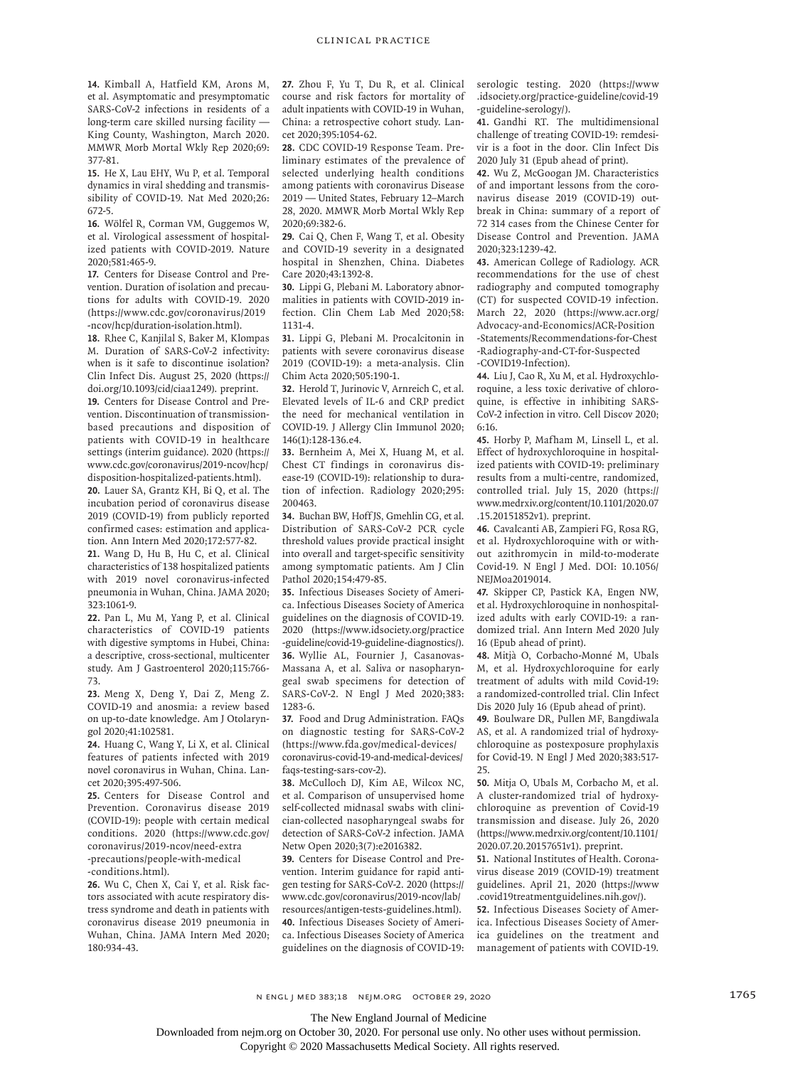14. Kimball A, Hatfield KM, Arons M, et al. Asymptomatic and presymptomatic SARS-CoV-2 infections in residents of a long-term care skilled nursing facility — King County, Washington, March 2020. MMWR Morb Mortal Wkly Rep 2020;69:377-81.

15. He X, Lau EHY, Wu P, et al. Temporal dynamics in viral shedding and transmissibility of COVID-19. Nat Med 2020;26:672-5.

16. Wölfel R, Corman VM, Guggemos W, et al. Virological assessment of hospitalized patients with COVID-2019. Nature 2020;581:465-9.

17. Centers for Disease Control and Prevention. Duration of isolation and precautions for adults with COVID-19. 2020 (https://www.cdc.gov/coronavirus/2019-ncov/hcp/duration-isolation.html).

18. Rhee C, Kanjilal S, Baker M, Klompas M. Duration of SARS-CoV-2 infectivity: when is it safe to discontinue isolation? Clin Infect Dis. August 25, 2020 (https://doi.org/10.1093/cid/ciaa1249). preprint.

19. Centers for Disease Control and Prevention. Discontinuation of transmission-based precautions and disposition of patients with COVID-19 in healthcare settings (interim guidance). 2020 (https://www.cdc.gov/coronavirus/2019-ncov/hcp/disposition-hospitalized-patients.html).

20. Lauer SA, Grantz KH, Bi Q, et al. The incubation period of coronavirus disease 2019 (COVID-19) from publicly reported confirmed cases: estimation and application. Ann Intern Med 2020;172:577-82.

21. Wang D, Hu B, Hu C, et al. Clinical characteristics of 138 hospitalized patients with 2019 novel coronavirus-infected pneumonia in Wuhan, China. JAMA 2020;323:1061-9.

22. Pan L, Mu M, Yang P, et al. Clinical characteristics of COVID-19 patients with digestive symptoms in Hubei, China: a descriptive, cross-sectional, multicenter study. Am J Gastroenterol 2020;115:766-73.

23. Meng X, Deng Y, Dai Z, Meng Z. COVID-19 and anosmia: a review based on up-to-date knowledge. Am J Otolaryngol 2020;41:102581.

24. Huang C, Wang Y, Li X, et al. Clinical features of patients infected with 2019 novel coronavirus in Wuhan, China. Lancet 2020;395:497-506.

25. Centers for Disease Control and Prevention. Coronavirus disease 2019 (COVID-19): people with certain medical conditions. 2020 (https://www.cdc.gov/coronavirus/2019-ncov/need-extra-precautions/people-with-medical-conditions.html).

26. Wu C, Chen X, Cai Y, et al. Risk factors associated with acute respiratory distress syndrome and death in patients with coronavirus disease 2019 pneumonia in Wuhan, China. JAMA Intern Med 2020;180:934-43.

27. Zhou F, Yu T, Du R, et al. Clinical course and risk factors for mortality of adult inpatients with COVID-19 in Wuhan, China: a retrospective cohort study. Lancet 2020;395:1054-62.

28. CDC COVID-19 Response Team. Preliminary estimates of the prevalence of selected underlying health conditions among patients with coronavirus Disease 2019 — United States, February 12–March 28, 2020. MMWR Morb Mortal Wkly Rep 2020;69:382-6.

29. Cai Q, Chen F, Wang T, et al. Obesity and COVID-19 severity in a designated hospital in Shenzhen, China. Diabetes Care 2020;43:1392-8.

30. Lippi G, Plebani M. Laboratory abnormalities in patients with COVID-2019 infection. Clin Chem Lab Med 2020;58:1131-4.

31. Lippi G, Plebani M. Procalcitonin in patients with severe coronavirus disease 2019 (COVID-19): a meta-analysis. Clin Chim Acta 2020;505:190-1.

32. Herold T, Jurinovic V, Arnreich C, et al. Elevated levels of IL-6 and CRP predict the need for mechanical ventilation in COVID-19. J Allergy Clin Immunol 2020;146(1):128-136.e4.

33. Bernheim A, Mei X, Huang M, et al. Chest CT findings in coronavirus disease-19 (COVID-19): relationship to duration of infection. Radiology 2020;295:200463.

34. Buchan BW, Hoff JS, Gmehlin CG, et al. Distribution of SARS-CoV-2 PCR cycle threshold values provide practical insight into overall and target-specific sensitivity among symptomatic patients. Am J Clin Pathol 2020;154:479-85.

35. Infectious Diseases Society of America. Infectious Diseases Society of America guidelines on the diagnosis of COVID-19. 2020 (https://www.idsociety.org/practice-guideline/covid-19-guideline-diagnostics/).

36. Wyllie AL, Fournier J, Casanovas-Massana A, et al. Saliva or nasopharyngeal swab specimens for detection of SARS-CoV-2. N Engl J Med 2020;383:1283-6.

37. Food and Drug Administration. FAQs on diagnostic testing for SARS-CoV-2 (https://www.fda.gov/medical-devices/coronavirus-covid-19-and-medical-devices/faqs-testing-sars-cov-2).

38. McCulloch DJ, Kim AE, Wilcox NC, et al. Comparison of unsupervised home self-collected midnasal swabs with clinician-collected nasopharyngeal swabs for detection of SARS-CoV-2 infection. JAMA Netw Open 2020;3(7):e2016382.

39. Centers for Disease Control and Prevention. Interim guidance for rapid antigen testing for SARS-CoV-2. 2020 (https://www.cdc.gov/coronavirus/2019-ncov/lab/resources/antigen-tests-guidelines.html).

40. Infectious Diseases Society of America. Infectious Diseases Society of America guidelines on the diagnosis of COVID-19: serologic testing. 2020 (https://www.idsociety.org/practice-guideline/covid-19-guideline-serology/).

41. Gandhi RT. The multidimensional challenge of treating COVID-19: remdesivir is a foot in the door. Clin Infect Dis 2020 July 31 (Epub ahead of print).

42. Wu Z, McGoogan JM. Characteristics of and important lessons from the coronavirus disease 2019 (COVID-19) outbreak in China: summary of a report of 72 314 cases from the Chinese Center for Disease Control and Prevention. JAMA 2020;323:1239-42.

43. American College of Radiology. ACR recommendations for the use of chest radiography and computed tomography (CT) for suspected COVID-19 infection. March 22, 2020 (https://www.acr.org/Advocacy-and-Economics/ACR-Position-Statements/Recommendations-for-Chest-Radiography-and-CT-for-Suspected-COVID19-Infection).

44. Liu J, Cao R, Xu M, et al. Hydroxychloroquine, a less toxic derivative of chloroquine, is effective in inhibiting SARS-CoV-2 infection in vitro. Cell Discov 2020;6:16.

45. Horby P, Mafham M, Linsell L, et al. Effect of hydroxychloroquine in hospitalized patients with COVID-19: preliminary results from a multi-centre, randomized, controlled trial. July 15, 2020 (https://www.medrxiv.org/content/10.1101/2020.07.15.20151852v1). preprint.

46. Cavalcanti AB, Zampieri FG, Rosa RG, et al. Hydroxychloroquine with or without azithromycin in mild-to-moderate Covid-19. N Engl J Med. DOI: 10.1056/NEJMoa2019014.

47. Skipper CP, Pastick KA, Engen NW, et al. Hydroxychloroquine in nonhospitalized adults with early COVID-19: a randomized trial. Ann Intern Med 2020 July 16 (Epub ahead of print).

48. Mitjà O, Corbacho-Monné M, Ubals M, et al. Hydroxychloroquine for early treatment of adults with mild Covid-19: a randomized-controlled trial. Clin Infect Dis 2020 July 16 (Epub ahead of print).

49. Boulware DR, Pullen MF, Bangdiwala AS, et al. A randomized trial of hydroxychloroquine as postexposure prophylaxis for Covid-19. N Engl J Med 2020;383:517-25.

50. Mitja O, Ubals M, Corbacho M, et al. A cluster-randomized trial of hydroxychloroquine as prevention of Covid-19 transmission and disease. July 26, 2020 (https://www.medrxiv.org/content/10.1101/2020.07.20.20157651v1). preprint.

51. National Institutes of Health. Coronavirus disease 2019 (COVID-19) treatment guidelines. April 21, 2020 (https://www.covid19treatmentguidelines.nih.gov/).

52. Infectious Diseases Society of America. Infectious Diseases Society of America guidelines on the treatment and management of patients with COVID-19.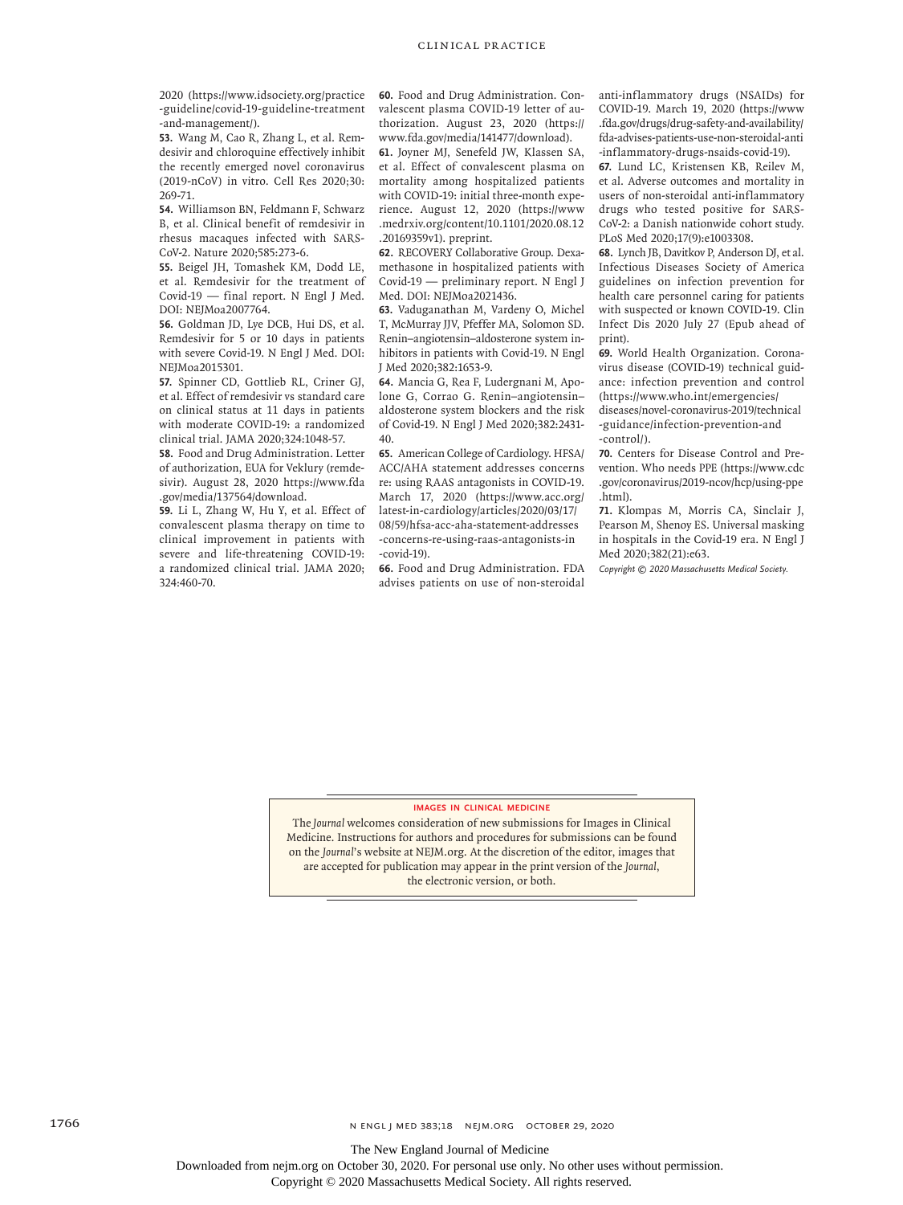2020 (https://www.idsociety.org/practice-guideline/covid-19-guideline-treatment-and-management/).

**53.** Wang M, Cao R, Zhang L, et al. Remdesivir and chloroquine effectively inhibit the recently emerged novel coronavirus (2019-nCoV) in vitro. Cell Res 2020;30:269-71.

**54.** Williamson BN, Feldmann F, Schwarz B, et al. Clinical benefit of remdesivir in rhesus macaques infected with SARS-CoV-2. Nature 2020;585:273-6.

**55.** Beigel JH, Tomashek KM, Dodd LE, et al. Remdesivir for the treatment of Covid-19 — final report. N Engl J Med. DOI: NEJMoa2007764.

**56.** Goldman JD, Lye DCB, Hui DS, et al. Remdesivir for 5 or 10 days in patients with severe Covid-19. N Engl J Med. DOI: NEJMoa2015301.

**57.** Spinner CD, Gottlieb RL, Criner GJ, et al. Effect of remdesivir vs standard care on clinical status at 11 days in patients with moderate COVID-19: a randomized clinical trial. JAMA 2020;324:1048-57.

**58.** Food and Drug Administration. Letter of authorization, EUA for Veklury (remdesivir). August 28, 2020 https://www.fda.gov/media/137564/download.

**59.** Li L, Zhang W, Hu Y, et al. Effect of convalescent plasma therapy on time to clinical improvement in patients with severe and life-threatening COVID-19: a randomized clinical trial. JAMA 2020;324:460-70.

**60.** Food and Drug Administration. Convalescent plasma COVID-19 letter of authorization. August 23, 2020 (https://www.fda.gov/media/141477/download).

**61.** Joyner MJ, Senefeld JW, Klassen SA, et al. Effect of convalescent plasma on mortality among hospitalized patients with COVID-19: initial three-month experience. August 12, 2020 (https://www.medrxiv.org/content/10.1101/2020.08.12.20169359v1). preprint.

**62.** RECOVERY Collaborative Group. Dexamethasone in hospitalized patients with Covid-19 — preliminary report. N Engl J Med. DOI: NEJMoa2021436.

**63.** Vaduganathan M, Vardeny O, Michel T, McMurray JJV, Pfeffer MA, Solomon SD. Renin–angiotensin–aldosterone system inhibitors in patients with Covid-19. N Engl J Med 2020;382:1653-9.

**64.** Mancia G, Rea F, Ludergnani M, Apolone G, Corrao G. Renin–angiotensin–aldosterone system blockers and the risk of Covid-19. N Engl J Med 2020;382:2431-40.

**65.** American College of Cardiology. HFSA/ACC/AHA statement addresses concerns re: using RAAS antagonists in COVID-19. March 17, 2020 (https://www.acc.org/latest-in-cardiology/articles/2020/03/17/08/59/hfsa-acc-aha-statement-addresses-concerns-re-using-raas-antagonists-in-covid-19).

**66.** Food and Drug Administration. FDA advises patients on use of non-steroidal anti-inflammatory drugs (NSAIDs) for COVID-19. March 19, 2020 (https://www.fda.gov/drugs/drug-safety-and-availability/fda-advises-patients-use-non-steroidal-anti-inflammatory-drugs-nsaids-covid-19).

**67.** Lund LC, Kristensen KB, Reilev M, et al. Adverse outcomes and mortality in users of non-steroidal anti-inflammatory drugs who tested positive for SARS-CoV-2: a Danish nationwide cohort study. PLoS Med 2020;17(9):e1003308.

**68.** Lynch JB, Davitkov P, Anderson DJ, et al. Infectious Diseases Society of America guidelines on infection prevention for health care personnel caring for patients with suspected or known COVID-19. Clin Infect Dis 2020 July 27 (Epub ahead of print).

**69.** World Health Organization. Coronavirus disease (COVID-19) technical guidance: infection prevention and control (https://www.who.int/emergencies/diseases/novel-coronavirus-2019/technical-guidance/infection-prevention-and-control/).

**70.** Centers for Disease Control and Prevention. Who needs PPE (https://www.cdc.gov/coronavirus/2019-ncov/hcp/using-ppe.html).

**71.** Klompas M, Morris CA, Sinclair J, Pearson M, Shenoy ES. Universal masking in hospitals in the Covid-19 era. N Engl J Med 2020;382(21):e63.

*Copyright © 2020 Massachusetts Medical Society.*

---

**IMAGES IN CLINICAL MEDICINE**

The *Journal* welcomes consideration of new submissions for Images in Clinical Medicine. Instructions for authors and procedures for submissions can be found on the *Journal*'s website at NEJM.org. At the discretion of the editor, images that are accepted for publication may appear in the print version of the *Journal*, the electronic version, or both.

---

The New England Journal of Medicine
Downloaded from nejm.org on October 30, 2020. For personal use only. No other uses without permission.
Copyright © 2020 Massachusetts Medical Society. All rights reserved.